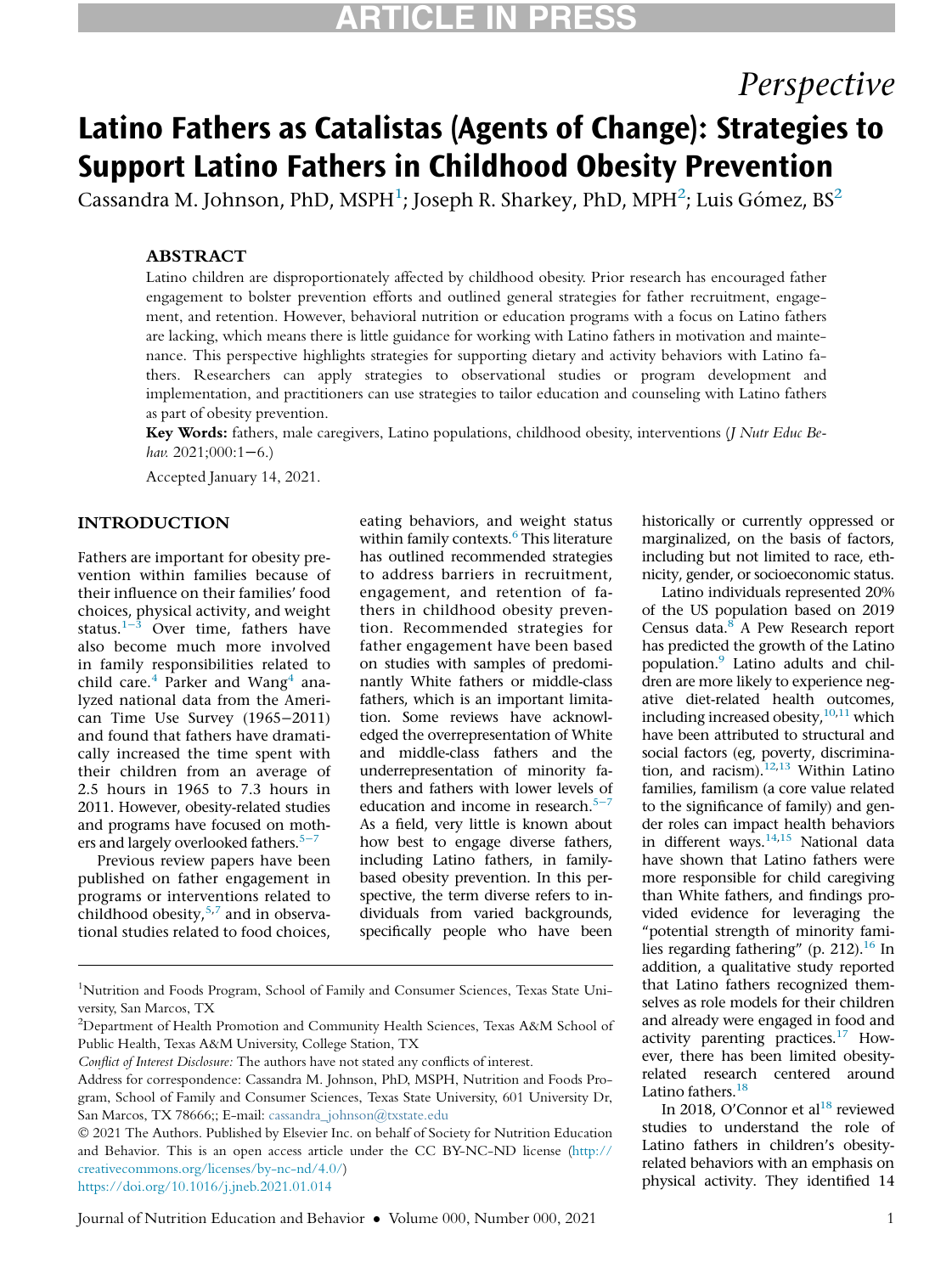*Perspective*

# Latino Fathers as Catalistas (Agents of Change): Strategies to Support Latino Fathers in Childhood Obesity Prevention

Cassandra M. Johnson, PhD, MSPH[1]; Joseph R. Sharkey, PhD, MPH[2]; Luis Gómez, BS[2]

## ABSTRACT

Latino children are disproportionately affected by childhood obesity. Prior research has encouraged father engagement to bolster prevention efforts and outlined general strategies for father recruitment, engagement, and retention. However, behavioral nutrition or education programs with a focus on Latino fathers are lacking, which means there is little guidance for working with Latino fathers in motivation and maintenance. This perspective highlights strategies for supporting dietary and activity behaviors with Latino fathers. Researchers can apply strategies to observational studies or program development and implementation, and practitioners can use strategies to tailor education and counseling with Latino fathers as part of obesity prevention.

**Key Words:** fathers, male caregivers, Latino populations, childhood obesity, interventions (*J Nutr Educ Behav.* 2021;000:1−6.)

Accepted January 14, 2021.

## INTRODUCTION

Fathers are important for obesity prevention within families because of their influence on their families' food choices, physical activity, and weight status.[1−3] Over time, fathers have also become much more involved in family responsibilities related to child care.[4] Parker and Wang[4] analyzed national data from the American Time Use Survey (1965−2011) and found that fathers have dramatically increased the time spent with their children from an average of 2.5 hours in 1965 to 7.3 hours in 2011. However, obesity-related studies and programs have focused on mothers and largely overlooked fathers.[5−7]

Previous review papers have been published on father engagement in programs or interventions related to childhood obesity,[5,7] and in observational studies related to food choices, eating behaviors, and weight status within family contexts.[6] This literature has outlined recommended strategies to address barriers in recruitment, engagement, and retention of fathers in childhood obesity prevention. Recommended strategies for father engagement have been based on studies with samples of predominantly White fathers or middle-class fathers, which is an important limitation. Some reviews have acknowledged the overrepresentation of White and middle-class fathers and the underrepresentation of minority fathers and fathers with lower levels of education and income in research.[5−7] As a field, very little is known about how best to engage diverse fathers, including Latino fathers, in family-based obesity prevention. In this perspective, the term diverse refers to individuals from varied backgrounds, specifically people who have been historically or currently oppressed or marginalized, on the basis of factors, including but not limited to race, ethnicity, gender, or socioeconomic status.

Latino individuals represented 20% of the US population based on 2019 Census data.[8] A Pew Research report has predicted the growth of the Latino population.[9] Latino adults and children are more likely to experience negative diet-related health outcomes, including increased obesity,[10,11] which have been attributed to structural and social factors (eg, poverty, discrimination, and racism).[12,13] Within Latino families, familism (a core value related to the significance of family) and gender roles can impact health behaviors in different ways.[14,15] National data have shown that Latino fathers were more responsible for child caregiving than White fathers, and findings provided evidence for leveraging the "potential strength of minority families regarding fathering" (p. 212).[16] In addition, a qualitative study reported that Latino fathers recognized themselves as role models for their children and already were engaged in food and activity parenting practices.[17] However, there has been limited obesity-related research centered around Latino fathers.[18]

In 2018, O'Connor et al[18] reviewed studies to understand the role of Latino fathers in children's obesity-related behaviors with an emphasis on physical activity. They identified 14

---

[1]Nutrition and Foods Program, School of Family and Consumer Sciences, Texas State University, San Marcos, TX

[2]Department of Health Promotion and Community Health Sciences, Texas A&M School of Public Health, Texas A&M University, College Station, TX

*Conflict of Interest Disclosure:* The authors have not stated any conflicts of interest.

Address for correspondence: Cassandra M. Johnson, PhD, MSPH, Nutrition and Foods Program, School of Family and Consumer Sciences, Texas State University, 601 University Dr, San Marcos, TX 78666;; E-mail: cassandra_johnson@txstate.edu

© 2021 The Authors. Published by Elsevier Inc. on behalf of Society for Nutrition Education and Behavior. This is an open access article under the CC BY-NC-ND license (http://creativecommons.org/licenses/by-nc-nd/4.0/)

https://doi.org/10.1016/j.jneb.2021.01.014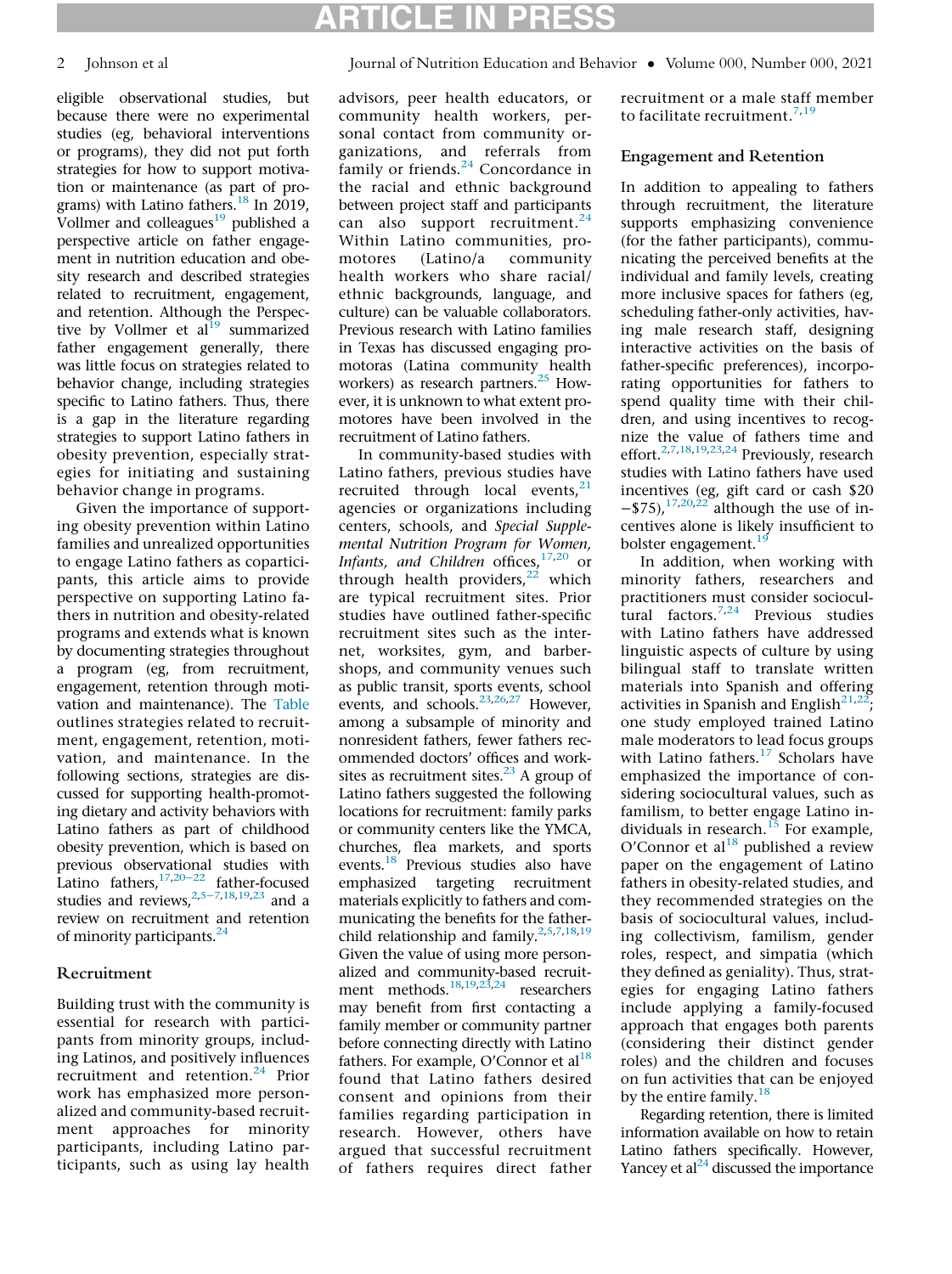eligible observational studies, but because there were no experimental studies (eg, behavioral interventions or programs), they did not put forth strategies for how to support motivation or maintenance (as part of programs) with Latino fathers.[18] In 2019, Vollmer and colleagues[19] published a perspective article on father engagement in nutrition education and obesity research and described strategies related to recruitment, engagement, and retention. Although the Perspective by Vollmer et al[19] summarized father engagement generally, there was little focus on strategies related to behavior change, including strategies specific to Latino fathers. Thus, there is a gap in the literature regarding strategies to support Latino fathers in obesity prevention, especially strategies for initiating and sustaining behavior change in programs.

Given the importance of supporting obesity prevention within Latino families and unrealized opportunities to engage Latino fathers as coparticipants, this article aims to provide perspective on supporting Latino fathers in nutrition and obesity-related programs and extends what is known by documenting strategies throughout a program (eg, from recruitment, engagement, retention through motivation and maintenance). The Table outlines strategies related to recruitment, engagement, retention, motivation, and maintenance. In the following sections, strategies are discussed for supporting health-promoting dietary and activity behaviors with Latino fathers as part of childhood obesity prevention, which is based on previous observational studies with Latino fathers,[17,20–22] father-focused studies and reviews,[2,5–7,18,19,23] and a review on recruitment and retention of minority participants.[24]

## Recruitment

Building trust with the community is essential for research with participants from minority groups, including Latinos, and positively influences recruitment and retention.[24] Prior work has emphasized more personalized and community-based recruitment approaches for minority participants, including Latino participants, such as using lay health advisors, peer health educators, or community health workers, personal contact from community organizations, and referrals from family or friends.[24] Concordance in the racial and ethnic background between project staff and participants can also support recruitment.[24] Within Latino communities, promotores (Latino/a community health workers who share racial/ethnic backgrounds, language, and culture) can be valuable collaborators. Previous research with Latino families in Texas has discussed engaging promotoras (Latina community health workers) as research partners.[25] However, it is unknown to what extent promotores have been involved in the recruitment of Latino fathers.

In community-based studies with Latino fathers, previous studies have recruited through local events,[21] agencies or organizations including centers, schools, and *Special Supplemental Nutrition Program for Women, Infants, and Children* offices,[17,20] or through health providers,[22] which are typical recruitment sites. Prior studies have outlined father-specific recruitment sites such as the internet, worksites, gym, and barbershops, and community venues such as public transit, sports events, school events, and schools.[23,26,27] However, among a subsample of minority and nonresident fathers, fewer fathers recommended doctors' offices and worksites as recruitment sites.[23] A group of Latino fathers suggested the following locations for recruitment: family parks or community centers like the YMCA, churches, flea markets, and sports events.[18] Previous studies also have emphasized targeting recruitment materials explicitly to fathers and communicating the benefits for the father-child relationship and family.[2,5,7,18,19] Given the value of using more personalized and community-based recruitment methods,[18,19,23,24] researchers may benefit from first contacting a family member or community partner before connecting directly with Latino fathers. For example, O'Connor et al[18] found that Latino fathers desired consent and opinions from their families regarding participation in research. However, others have argued that successful recruitment of fathers requires direct father recruitment or a male staff member to facilitate recruitment.[7,19]

## Engagement and Retention

In addition to appealing to fathers through recruitment, the literature supports emphasizing convenience (for the father participants), communicating the perceived benefits at the individual and family levels, creating more inclusive spaces for fathers (eg, scheduling father-only activities, having male research staff, designing interactive activities on the basis of father-specific preferences), incorporating opportunities for fathers to spend quality time with their children, and using incentives to recognize the value of fathers time and effort.[2,7,18,19,23,24] Previously, research studies with Latino fathers have used incentives (eg, gift card or cash \$20−\$75),[17,20,22] although the use of incentives alone is likely insufficient to bolster engagement.[19]

In addition, when working with minority fathers, researchers and practitioners must consider sociocultural factors.[7,24] Previous studies with Latino fathers have addressed linguistic aspects of culture by using bilingual staff to translate written materials into Spanish and offering activities in Spanish and English[21,22]; one study employed trained Latino male moderators to lead focus groups with Latino fathers.[17] Scholars have emphasized the importance of considering sociocultural values, such as familism, to better engage Latino individuals in research.[15] For example, O'Connor et al[18] published a review paper on the engagement of Latino fathers in obesity-related studies, and they recommended strategies on the basis of sociocultural values, including collectivism, familism, gender roles, respect, and simpatia (which they defined as geniality). Thus, strategies for engaging Latino fathers include applying a family-focused approach that engages both parents (considering their distinct gender roles) and the children and focuses on fun activities that can be enjoyed by the entire family.[18]

Regarding retention, there is limited information available on how to retain Latino fathers specifically. However, Yancey et al[24] discussed the importance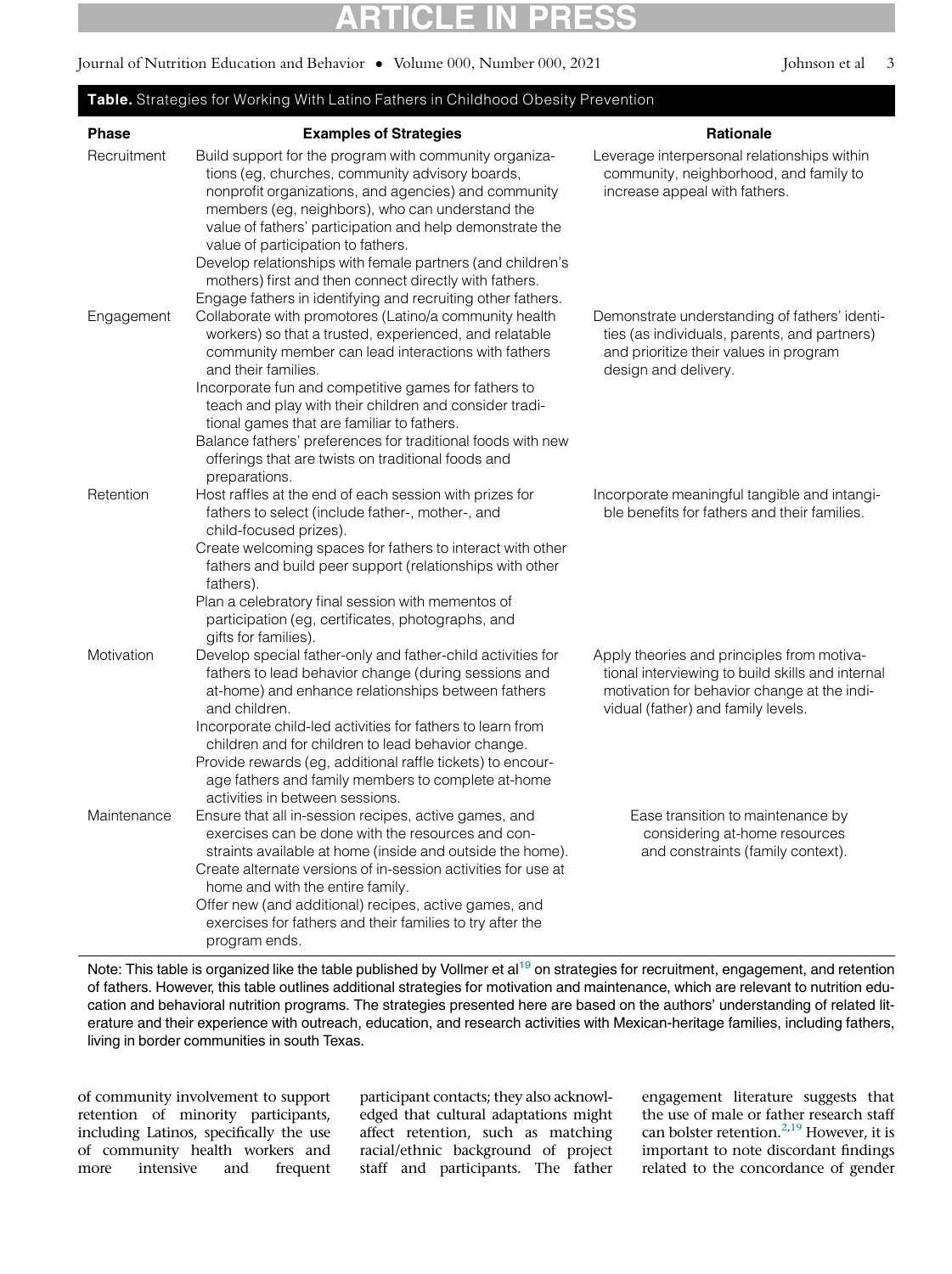**Table.** Strategies for Working With Latino Fathers in Childhood Obesity Prevention

| Phase | Examples of Strategies | Rationale |
| --- | --- | --- |
| Recruitment | Build support for the program with community organizations (eg, churches, community advisory boards, nonprofit organizations, and agencies) and community members (eg, neighbors), who can understand the value of fathers' participation and help demonstrate the value of participation to fathers.<br>Develop relationships with female partners (and children's mothers) first and then connect directly with fathers.<br>Engage fathers in identifying and recruiting other fathers. | Leverage interpersonal relationships within community, neighborhood, and family to increase appeal with fathers. |
| Engagement | Collaborate with promotores (Latino/a community health workers) so that a trusted, experienced, and relatable community member can lead interactions with fathers and their families.<br>Incorporate fun and competitive games for fathers to teach and play with their children and consider traditional games that are familiar to fathers.<br>Balance fathers' preferences for traditional foods with new offerings that are twists on traditional foods and preparations. | Demonstrate understanding of fathers' identities (as individuals, parents, and partners) and prioritize their values in program design and delivery. |
| Retention | Host raffles at the end of each session with prizes for fathers to select (include father-, mother-, and child-focused prizes).<br>Create welcoming spaces for fathers to interact with other fathers and build peer support (relationships with other fathers).<br>Plan a celebratory final session with mementos of participation (eg, certificates, photographs, and gifts for families). | Incorporate meaningful tangible and intangible benefits for fathers and their families. |
| Motivation | Develop special father-only and father-child activities for fathers to lead behavior change (during sessions and at-home) and enhance relationships between fathers and children.<br>Incorporate child-led activities for fathers to learn from children and for children to lead behavior change.<br>Provide rewards (eg, additional raffle tickets) to encourage fathers and family members to complete at-home activities in between sessions. | Apply theories and principles from motivational interviewing to build skills and internal motivation for behavior change at the individual (father) and family levels. |
| Maintenance | Ensure that all in-session recipes, active games, and exercises can be done with the resources and constraints available at home (inside and outside the home).<br>Create alternate versions of in-session activities for use at home and with the entire family.<br>Offer new (and additional) recipes, active games, and exercises for fathers and their families to try after the program ends. | Ease transition to maintenance by considering at-home resources and constraints (family context). |

Note: This table is organized like the table published by Vollmer et al[19] on strategies for recruitment, engagement, and retention of fathers. However, this table outlines additional strategies for motivation and maintenance, which are relevant to nutrition education and behavioral nutrition programs. The strategies presented here are based on the authors' understanding of related literature and their experience with outreach, education, and research activities with Mexican-heritage families, including fathers, living in border communities in south Texas.

of community involvement to support retention of minority participants, including Latinos, specifically the use of community health workers and more intensive and frequent participant contacts; they also acknowledged that cultural adaptations might affect retention, such as matching racial/ethnic background of project staff and participants. The father engagement literature suggests that the use of male or father research staff can bolster retention.[2,19] However, it is important to note discordant findings related to the concordance of gender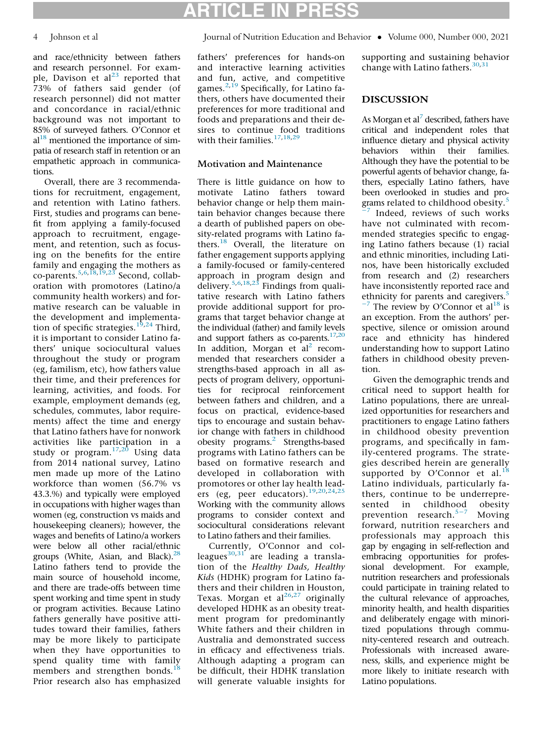and race/ethnicity between fathers and research personnel. For example, Davison et al[23] reported that 73% of fathers said gender (of research personnel) did not matter and concordance in racial/ethnic background was not important to 85% of surveyed fathers. O'Connor et al[18] mentioned the importance of simpatia of research staff in retention or an empathetic approach in communications.

Overall, there are 3 recommendations for recruitment, engagement, and retention with Latino fathers. First, studies and programs can benefit from applying a family-focused approach to recruitment, engagement, and retention, such as focusing on the benefits for the entire family and engaging the mothers as co-parents.[5,6,18,19,23] Second, collaboration with promotores (Latino/a community health workers) and formative research can be valuable in the development and implementation of specific strategies.[19,24] Third, it is important to consider Latino fathers' unique sociocultural values throughout the study or program (eg, familism, etc), how fathers value their time, and their preferences for learning, activities, and foods. For example, employment demands (eg, schedules, commutes, labor requirements) affect the time and energy that Latino fathers have for nonwork activities like participation in a study or program.[17,20] Using data from 2014 national survey, Latino men made up more of the Latino workforce than women (56.7% vs 43.3.%) and typically were employed in occupations with higher wages than women (eg, construction vs maids and housekeeping cleaners); however, the wages and benefits of Latino/a workers were below all other racial/ethnic groups (White, Asian, and Black).[28] Latino fathers tend to provide the main source of household income, and there are trade-offs between time spent working and time spent in study or program activities. Because Latino fathers generally have positive attitudes toward their families, fathers may be more likely to participate when they have opportunities to spend quality time with family members and strengthen bonds.[18] Prior research also has emphasized fathers' preferences for hands-on and interactive learning activities and fun, active, and competitive games.[2,19] Specifically, for Latino fathers, others have documented their preferences for more traditional and foods and preparations and their desires to continue food traditions with their families.[17,18,29]

### Motivation and Maintenance

There is little guidance on how to motivate Latino fathers toward behavior change or help them maintain behavior changes because there a dearth of published papers on obesity-related programs with Latino fathers.[18] Overall, the literature on father engagement supports applying a family-focused or family-centered approach in program design and delivery.[5,6,18,23] Findings from qualitative research with Latino fathers provide additional support for programs that target behavior change at the individual (father) and family levels and support fathers as co-parents.[17,20] In addition, Morgan et al[2] recommended that researchers consider a strengths-based approach in all aspects of program delivery, opportunities for reciprocal reinforcement between fathers and children, and a focus on practical, evidence-based tips to encourage and sustain behavior change with fathers in childhood obesity programs.[2] Strengths-based programs with Latino fathers can be based on formative research and developed in collaboration with promotores or other lay health leaders (eg, peer educators).[19,20,24,25] Working with the community allows programs to consider context and sociocultural considerations relevant to Latino fathers and their families.

Currently, O'Connor and colleagues[30,31] are leading a translation of the *Healthy Dads, Healthy Kids* (HDHK) program for Latino fathers and their children in Houston, Texas. Morgan et al[26,27] originally developed HDHK as an obesity treatment program for predominantly White fathers and their children in Australia and demonstrated success in efficacy and effectiveness trials. Although adapting a program can be difficult, their HDHK translation will generate valuable insights for supporting and sustaining behavior change with Latino fathers.[30,31]

## DISCUSSION

As Morgan et al[7] described, fathers have critical and independent roles that influence dietary and physical activity behaviors within their families. Although they have the potential to be powerful agents of behavior change, fathers, especially Latino fathers, have been overlooked in studies and programs related to childhood obesity.[5−7] Indeed, reviews of such works have not culminated with recommended strategies specific to engaging Latino fathers because (1) racial and ethnic minorities, including Latinos, have been historically excluded from research and (2) researchers have inconsistently reported race and ethnicity for parents and caregivers.[5−7] The review by O'Connor et al[18] is an exception. From the authors' perspective, silence or omission around race and ethnicity has hindered understanding how to support Latino fathers in childhood obesity prevention.

Given the demographic trends and critical need to support health for Latino populations, there are unrealized opportunities for researchers and practitioners to engage Latino fathers in childhood obesity prevention programs, and specifically in family-centered programs. The strategies described herein are generally supported by O'Connor et al.[18] Latino individuals, particularly fathers, continue to be underrepresented in childhood obesity prevention research.[5−7] Moving forward, nutrition researchers and professionals may approach this gap by engaging in self-reflection and embracing opportunities for professional development. For example, nutrition researchers and professionals could participate in training related to the cultural relevance of approaches, minority health, and health disparities and deliberately engage with minoritized populations through community-centered research and outreach. Professionals with increased awareness, skills, and experience might be more likely to initiate research with Latino populations.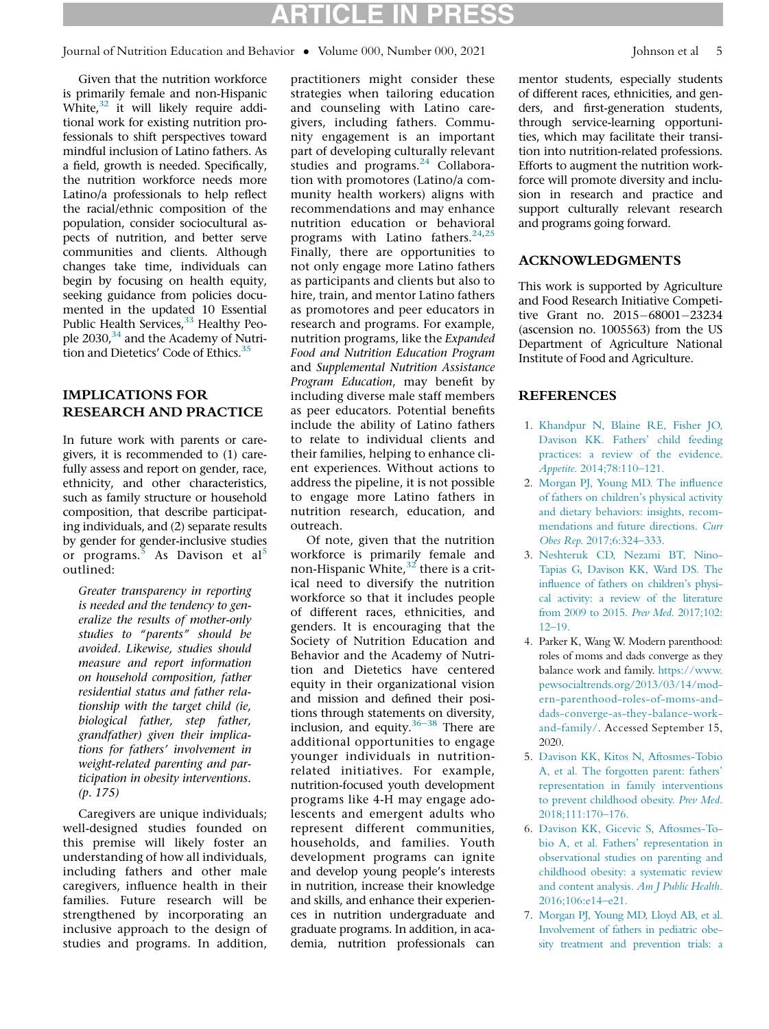Given that the nutrition workforce is primarily female and non-Hispanic White,[32] it will likely require additional work for existing nutrition professionals to shift perspectives toward mindful inclusion of Latino fathers. As a field, growth is needed. Specifically, the nutrition workforce needs more Latino/a professionals to help reflect the racial/ethnic composition of the population, consider sociocultural aspects of nutrition, and better serve communities and clients. Although changes take time, individuals can begin by focusing on health equity, seeking guidance from policies documented in the updated 10 Essential Public Health Services,[33] Healthy People 2030,[34] and the Academy of Nutrition and Dietetics' Code of Ethics.[35]

## IMPLICATIONS FOR RESEARCH AND PRACTICE

In future work with parents or caregivers, it is recommended to (1) carefully assess and report on gender, race, ethnicity, and other characteristics, such as family structure or household composition, that describe participating individuals, and (2) separate results by gender for gender-inclusive studies or programs.[5] As Davison et al[5] outlined:

> *Greater transparency in reporting is needed and the tendency to generalize the results of mother-only studies to "parents" should be avoided. Likewise, studies should measure and report information on household composition, father residential status and father relationship with the target child (ie, biological father, step father, grandfather) given their implications for fathers' involvement in weight-related parenting and participation in obesity interventions. (p. 175)*

Caregivers are unique individuals; well-designed studies founded on this premise will likely foster an understanding of how all individuals, including fathers and other male caregivers, influence health in their families. Future research will be strengthened by incorporating an inclusive approach to the design of studies and programs. In addition, practitioners might consider these strategies when tailoring education and counseling with Latino caregivers, including fathers. Community engagement is an important part of developing culturally relevant studies and programs.[24] Collaboration with promotores (Latino/a community health workers) aligns with recommendations and may enhance nutrition education or behavioral programs with Latino fathers.[24,25] Finally, there are opportunities to not only engage more Latino fathers as participants and clients but also to hire, train, and mentor Latino fathers as promotores and peer educators in research and programs. For example, nutrition programs, like the *Expanded Food and Nutrition Education Program* and *Supplemental Nutrition Assistance Program Education*, may benefit by including diverse male staff members as peer educators. Potential benefits include the ability of Latino fathers to relate to individual clients and their families, helping to enhance client experiences. Without actions to address the pipeline, it is not possible to engage more Latino fathers in nutrition research, education, and outreach.

Of note, given that the nutrition workforce is primarily female and non-Hispanic White,[32] there is a critical need to diversify the nutrition workforce so that it includes people of different races, ethnicities, and genders. It is encouraging that the Society of Nutrition Education and Behavior and the Academy of Nutrition and Dietetics have centered equity in their organizational vision and mission and defined their positions through statements on diversity, inclusion, and equity.[36–38] There are additional opportunities to engage younger individuals in nutrition-related initiatives. For example, nutrition-focused youth development programs like 4-H may engage adolescents and emergent adults who represent different communities, households, and families. Youth development programs can ignite and develop young people's interests in nutrition, increase their knowledge and skills, and enhance their experiences in nutrition undergraduate and graduate programs. In addition, in academia, nutrition professionals can mentor students, especially students of different races, ethnicities, and genders, and first-generation students, through service-learning opportunities, which may facilitate their transition into nutrition-related professions. Efforts to augment the nutrition workforce will promote diversity and inclusion in research and practice and support culturally relevant research and programs going forward.

## ACKNOWLEDGMENTS

This work is supported by Agriculture and Food Research Initiative Competitive Grant no. 2015−68001−23234 (ascension no. 1005563) from the US Department of Agriculture National Institute of Food and Agriculture.

## REFERENCES

1. Khandpur N, Blaine RE, Fisher JO, Davison KK. Fathers' child feeding practices: a review of the evidence. *Appetite*. 2014;78:110–121.
2. Morgan PJ, Young MD. The influence of fathers on children's physical activity and dietary behaviors: insights, recommendations and future directions. *Curr Obes Rep*. 2017;6:324–333.
3. Neshteruk CD, Nezami BT, Nino-Tapias G, Davison KK, Ward DS. The influence of fathers on children's physical activity: a review of the literature from 2009 to 2015. *Prev Med*. 2017;102:12–19.
4. Parker K, Wang W. Modern parenthood: roles of moms and dads converge as they balance work and family. https://www.pewsocialtrends.org/2013/03/14/modern-parenthood-roles-of-moms-and-dads-converge-as-they-balance-work-and-family/. Accessed September 15, 2020.
5. Davison KK, Kitos N, Aftosmes-Tobio A, et al. The forgotten parent: fathers' representation in family interventions to prevent childhood obesity. *Prev Med*. 2018;111:170–176.
6. Davison KK, Gicevic S, Aftosmes-Tobio A, et al. Fathers' representation in observational studies on parenting and childhood obesity: a systematic review and content analysis. *Am J Public Health*. 2016;106:e14–e21.
7. Morgan PJ, Young MD, Lloyd AB, et al. Involvement of fathers in pediatric obesity treatment and prevention trials: a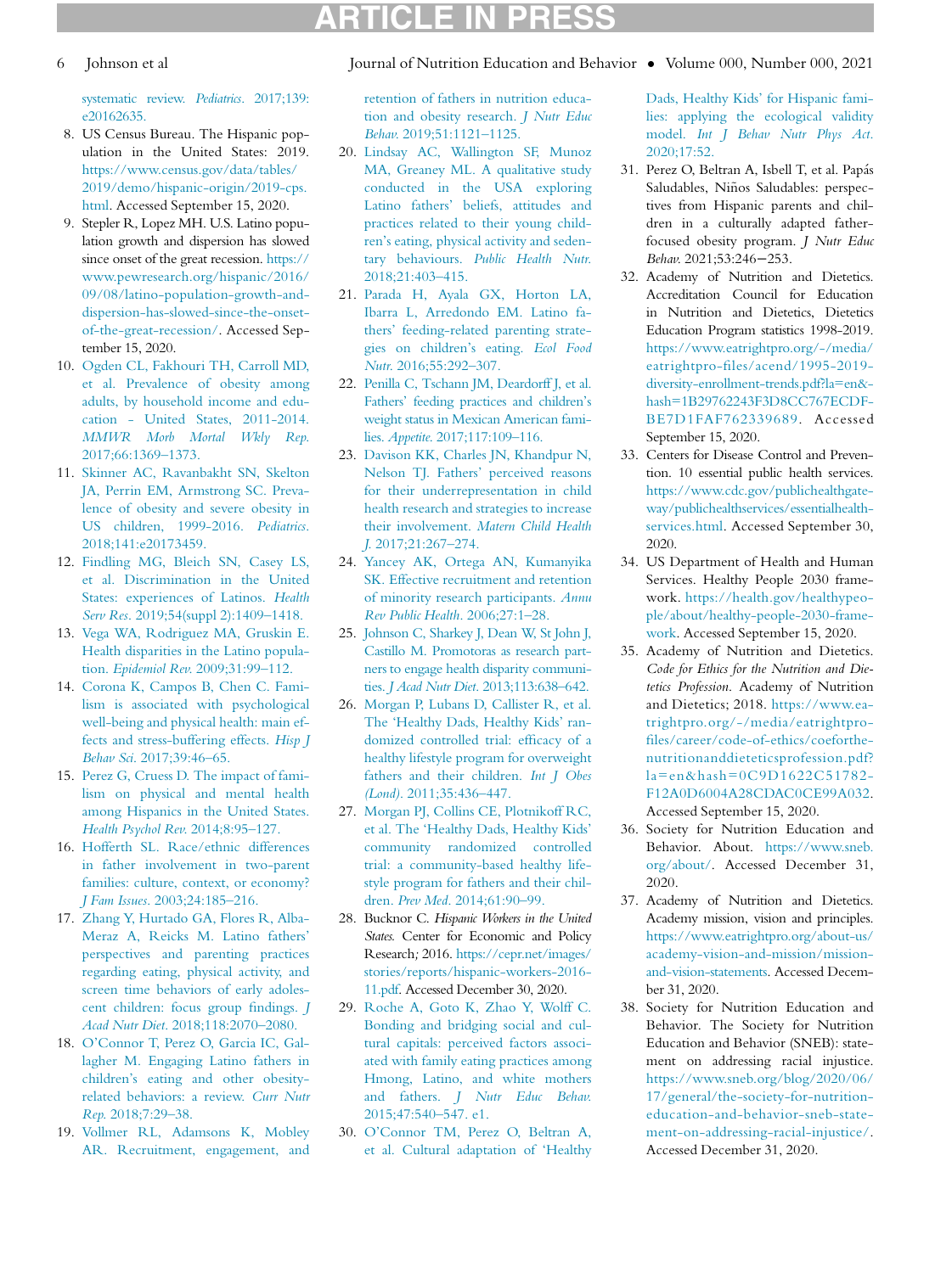systematic review. *Pediatrics*. 2017;139:e20162635.

8. US Census Bureau. The Hispanic population in the United States: 2019. https://www.census.gov/data/tables/2019/demo/hispanic-origin/2019-cps.html. Accessed September 15, 2020.
9. Stepler R, Lopez MH. U.S. Latino population growth and dispersion has slowed since onset of the great recession. https://www.pewresearch.org/hispanic/2016/09/08/latino-population-growth-and-dispersion-has-slowed-since-the-onset-of-the-great-recession/. Accessed September 15, 2020.
10. Ogden CL, Fakhouri TH, Carroll MD, et al. Prevalence of obesity among adults, by household income and education - United States, 2011-2014. *MMWR Morb Mortal Wkly Rep*. 2017;66:1369–1373.
11. Skinner AC, Ravanbakht SN, Skelton JA, Perrin EM, Armstrong SC. Prevalence of obesity and severe obesity in US children, 1999-2016. *Pediatrics*. 2018;141:e20173459.
12. Findling MG, Bleich SN, Casey LS, et al. Discrimination in the United States: experiences of Latinos. *Health Serv Res*. 2019;54(suppl 2):1409–1418.
13. Vega WA, Rodriguez MA, Gruskin E. Health disparities in the Latino population. *Epidemiol Rev*. 2009;31:99–112.
14. Corona K, Campos B, Chen C. Familism is associated with psychological well-being and physical health: main effects and stress-buffering effects. *Hisp J Behav Sci*. 2017;39:46–65.
15. Perez G, Cruess D. The impact of familism on physical and mental health among Hispanics in the United States. *Health Psychol Rev*. 2014;8:95–127.
16. Hofferth SL. Race/ethnic differences in father involvement in two-parent families: culture, context, or economy? *J Fam Issues*. 2003;24:185–216.
17. Zhang Y, Hurtado GA, Flores R, Alba-Meraz A, Reicks M. Latino fathers' perspectives and parenting practices regarding eating, physical activity, and screen time behaviors of early adolescent children: focus group findings. *J Acad Nutr Diet*. 2018;118:2070–2080.
18. O'Connor T, Perez O, Garcia IC, Gallagher M. Engaging Latino fathers in children's eating and other obesity-related behaviors: a review. *Curr Nutr Rep*. 2018;7:29–38.
19. Vollmer RL, Adamsons K, Mobley AR. Recruitment, engagement, and retention of fathers in nutrition education and obesity research. *J Nutr Educ Behav*. 2019;51:1121–1125.
20. Lindsay AC, Wallington SF, Munoz MA, Greaney ML. A qualitative study conducted in the USA exploring Latino fathers' beliefs, attitudes and practices related to their young children's eating, physical activity and sedentary behaviours. *Public Health Nutr*. 2018;21:403–415.
21. Parada H, Ayala GX, Horton LA, Ibarra L, Arredondo EM. Latino fathers' feeding-related parenting strategies on children's eating. *Ecol Food Nutr*. 2016;55:292–307.
22. Penilla C, Tschann JM, Deardorff J, et al. Fathers' feeding practices and children's weight status in Mexican American families. *Appetite*. 2017;117:109–116.
23. Davison KK, Charles JN, Khandpur N, Nelson TJ. Fathers' perceived reasons for their underrepresentation in child health research and strategies to increase their involvement. *Matern Child Health J*. 2017;21:267–274.
24. Yancey AK, Ortega AN, Kumanyika SK. Effective recruitment and retention of minority research participants. *Annu Rev Public Health*. 2006;27:1–28.
25. Johnson C, Sharkey J, Dean W, St John J, Castillo M. Promotoras as research partners to engage health disparity communities. *J Acad Nutr Diet*. 2013;113:638–642.
26. Morgan P, Lubans D, Callister R, et al. The 'Healthy Dads, Healthy Kids' randomized controlled trial: efficacy of a healthy lifestyle program for overweight fathers and their children. *Int J Obes (Lond)*. 2011;35:436–447.
27. Morgan PJ, Collins CE, Plotnikoff RC, et al. The 'Healthy Dads, Healthy Kids' community randomized controlled trial: a community-based healthy lifestyle program for fathers and their children. *Prev Med*. 2014;61:90–99.
28. Bucknor C. *Hispanic Workers in the United States*. Center for Economic and Policy Research; 2016. https://cepr.net/images/stories/reports/hispanic-workers-2016-11.pdf. Accessed December 30, 2020.
29. Roche A, Goto K, Zhao Y, Wolff C. Bonding and bridging social and cultural capitals: perceived factors associated with family eating practices among Hmong, Latino, and white mothers and fathers. *J Nutr Educ Behav*. 2015;47:540–547. e1.
30. O'Connor TM, Perez O, Beltran A, et al. Cultural adaptation of 'Healthy Dads, Healthy Kids' for Hispanic families: applying the ecological validity model. *Int J Behav Nutr Phys Act*. 2020;17:52.
31. Perez O, Beltran A, Isbell T, et al. Papás Saludables, Niños Saludables: perspectives from Hispanic parents and children in a culturally adapted father-focused obesity program. *J Nutr Educ Behav*. 2021;53:246–253.
32. Academy of Nutrition and Dietetics. Accreditation Council for Education in Nutrition and Dietetics. Dietetics Education Program statistics 1998-2019. https://www.eatrightpro.org/-/media/eatrightpro-files/acend/1995-2019-diversity-enrollment-trends.pdf?la=en&hash=1B29762243F3D8CC767ECDF-BE7D1FAF762339689. Accessed September 15, 2020.
33. Centers for Disease Control and Prevention. 10 essential public health services. https://www.cdc.gov/publichealthgateway/publichealthservices/essentialhealthservices.html. Accessed September 30, 2020.
34. US Department of Health and Human Services. Healthy People 2030 framework. https://health.gov/healthypeople/about/healthy-people-2030-framework. Accessed September 15, 2020.
35. Academy of Nutrition and Dietetics. *Code for Ethics for the Nutrition and Dietetics Profession*. Academy of Nutrition and Dietetics; 2018. https://www.eatrightpro.org/-/media/eatrightpro-files/career/code-of-ethics/coeforthenutritionanddieteticsprofession.pdf?la=en&hash=0C9D1622C51782-F12A0D6004A28CDAC0CE99A032. Accessed September 15, 2020.
36. Society for Nutrition Education and Behavior. About. https://www.sneb.org/about/. Accessed December 31, 2020.
37. Academy of Nutrition and Dietetics. Academy mission, vision and principles. https://www.eatrightpro.org/about-us/academy-vision-and-mission/mission-and-vision-statements. Accessed December 31, 2020.
38. Society for Nutrition Education and Behavior. The Society for Nutrition Education and Behavior (SNEB): statement on addressing racial injustice. https://www.sneb.org/blog/2020/06/17/general/the-society-for-nutrition-education-and-behavior-sneb-statement-on-addressing-racial-injustice/. Accessed December 31, 2020.